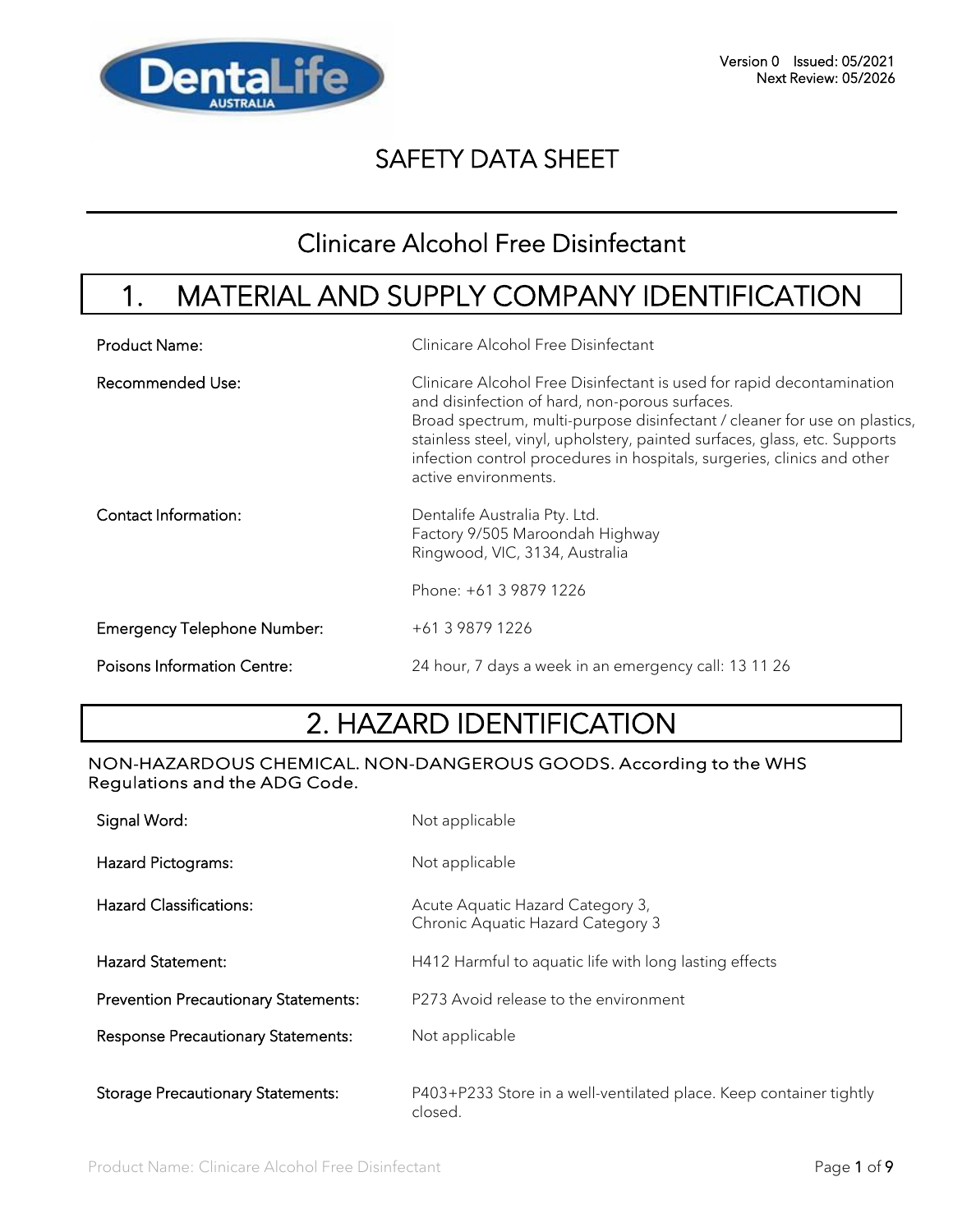Version 0 Issued: 05/2021
Next Review: 05/2026

# SAFETY DATA SHEET

## Clinicare Alcohol Free Disinfectant

## 1. MATERIAL AND SUPPLY COMPANY IDENTIFICATION

| | |
|---|---|
| Product Name: | Clinicare Alcohol Free Disinfectant |
| Recommended Use: | Clinicare Alcohol Free Disinfectant is used for rapid decontamination and disinfection of hard, non-porous surfaces. Broad spectrum, multi-purpose disinfectant / cleaner for use on plastics, stainless steel, vinyl, upholstery, painted surfaces, glass, etc. Supports infection control procedures in hospitals, surgeries, clinics and other active environments. |
| Contact Information: | Dentalife Australia Pty. Ltd. Factory 9/505 Maroondah Highway Ringwood, VIC, 3134, Australia<br><br>Phone: +61 3 9879 1226 |
| Emergency Telephone Number: | +61 3 9879 1226 |
| Poisons Information Centre: | 24 hour, 7 days a week in an emergency call: 13 11 26 |

## 2. HAZARD IDENTIFICATION

NON-HAZARDOUS CHEMICAL. NON-DANGEROUS GOODS. According to the WHS Regulations and the ADG Code.

| | |
|---|---|
| Signal Word: | Not applicable |
| Hazard Pictograms: | Not applicable |
| Hazard Classifications: | Acute Aquatic Hazard Category 3,<br>Chronic Aquatic Hazard Category 3 |
| Hazard Statement: | H412 Harmful to aquatic life with long lasting effects |
| Prevention Precautionary Statements: | P273 Avoid release to the environment |
| Response Precautionary Statements: | Not applicable |
| Storage Precautionary Statements: | P403+P233 Store in a well-ventilated place. Keep container tightly closed. |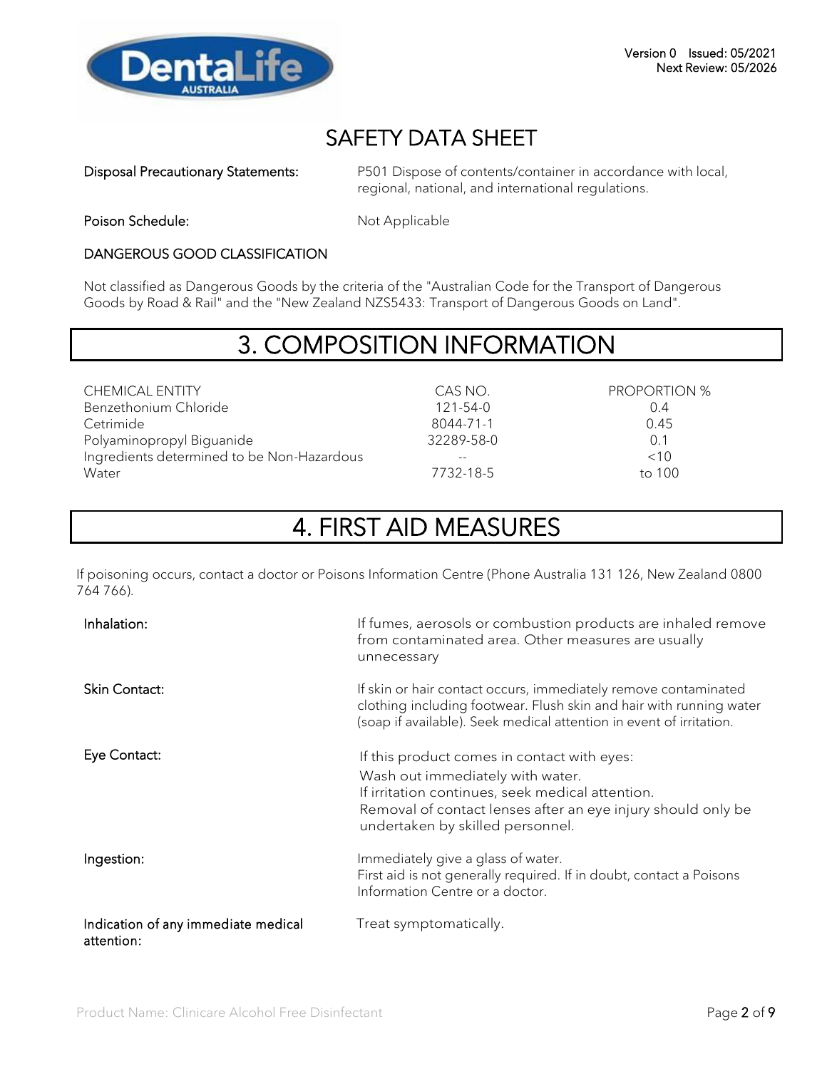Disposal Precautionary Statements: P501 Dispose of contents/container in accordance with local, regional, national, and international regulations.

Poison Schedule: Not Applicable

DANGEROUS GOOD CLASSIFICATION

Not classified as Dangerous Goods by the criteria of the "Australian Code for the Transport of Dangerous Goods by Road & Rail" and the "New Zealand NZS5433: Transport of Dangerous Goods on Land".

# 3. COMPOSITION INFORMATION

| CHEMICAL ENTITY | CAS NO. | PROPORTION % |
|---|---|---|
| Benzethonium Chloride | 121-54-0 | 0.4 |
| Cetrimide | 8044-71-1 | 0.45 |
| Polyaminopropyl Biguanide | 32289-58-0 | 0.1 |
| Ingredients determined to be Non-Hazardous | -- | <10 |
| Water | 7732-18-5 | to 100 |

# 4. FIRST AID MEASURES

If poisoning occurs, contact a doctor or Poisons Information Centre (Phone Australia 131 126, New Zealand 0800 764 766).

**Inhalation:** If fumes, aerosols or combustion products are inhaled remove from contaminated area. Other measures are usually unnecessary

**Skin Contact:** If skin or hair contact occurs, immediately remove contaminated clothing including footwear. Flush skin and hair with running water (soap if available). Seek medical attention in event of irritation.

**Eye Contact:** If this product comes in contact with eyes:
Wash out immediately with water.
If irritation continues, seek medical attention.
Removal of contact lenses after an eye injury should only be undertaken by skilled personnel.

**Ingestion:** Immediately give a glass of water.
First aid is not generally required. If in doubt, contact a Poisons Information Centre or a doctor.

**Indication of any immediate medical attention:** Treat symptomatically.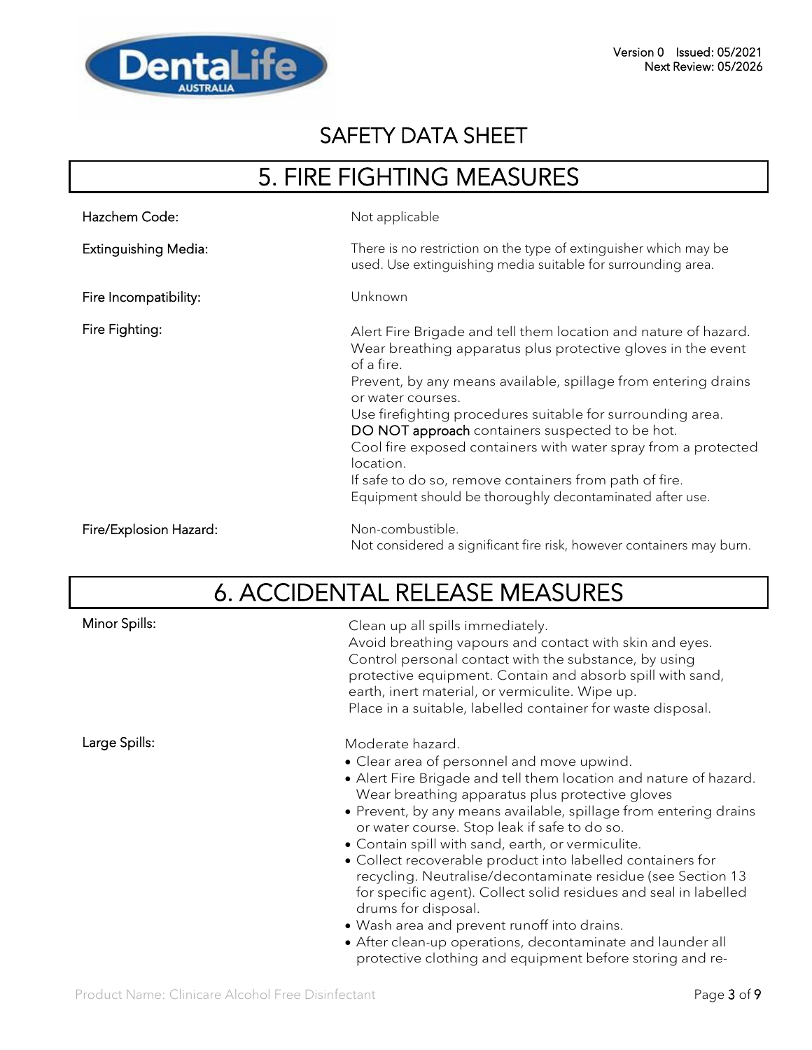# SAFETY DATA SHEET

## 5. FIRE FIGHTING MEASURES

**Hazchem Code:** Not applicable

**Extinguishing Media:** There is no restriction on the type of extinguisher which may be used. Use extinguishing media suitable for surrounding area.

**Fire Incompatibility:** Unknown

**Fire Fighting:**
Alert Fire Brigade and tell them location and nature of hazard.
Wear breathing apparatus plus protective gloves in the event of a fire.
Prevent, by any means available, spillage from entering drains or water courses.
Use firefighting procedures suitable for surrounding area.
**DO NOT approach** containers suspected to be hot.
Cool fire exposed containers with water spray from a protected location.
If safe to do so, remove containers from path of fire.
Equipment should be thoroughly decontaminated after use.

**Fire/Explosion Hazard:**
Non-combustible.
Not considered a significant fire risk, however containers may burn.

## 6. ACCIDENTAL RELEASE MEASURES

**Minor Spills:**
Clean up all spills immediately.
Avoid breathing vapours and contact with skin and eyes.
Control personal contact with the substance, by using protective equipment. Contain and absorb spill with sand, earth, inert material, or vermiculite. Wipe up.
Place in a suitable, labelled container for waste disposal.

**Large Spills:**
Moderate hazard.

- Clear area of personnel and move upwind.
- Alert Fire Brigade and tell them location and nature of hazard. Wear breathing apparatus plus protective gloves
- Prevent, by any means available, spillage from entering drains or water course. Stop leak if safe to do so.
- Contain spill with sand, earth, or vermiculite.
- Collect recoverable product into labelled containers for recycling. Neutralise/decontaminate residue (see Section 13 for specific agent). Collect solid residues and seal in labelled drums for disposal.
- Wash area and prevent runoff into drains.
- After clean-up operations, decontaminate and launder all protective clothing and equipment before storing and re-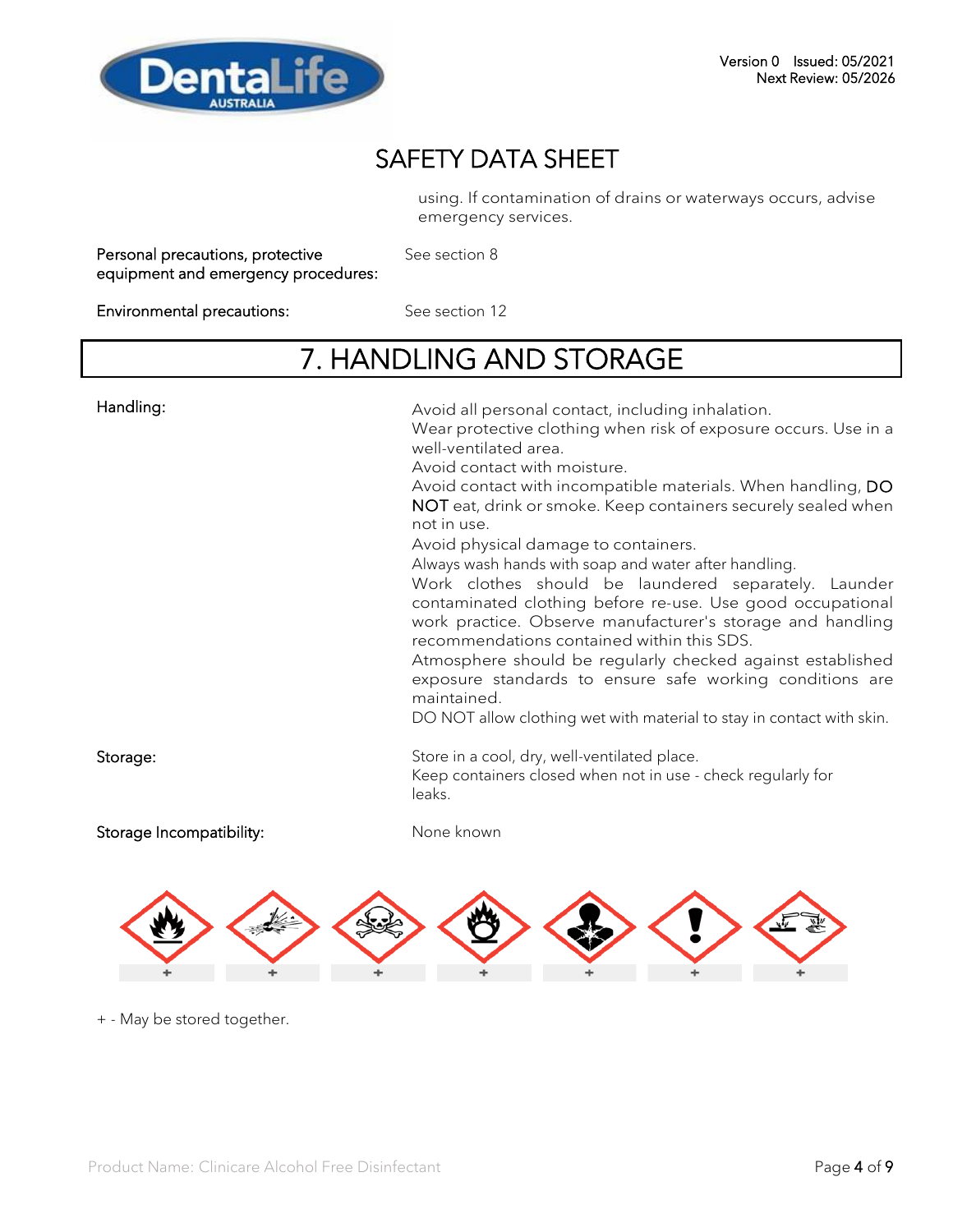using. If contamination of drains or waterways occurs, advise emergency services.

**Personal precautions, protective equipment and emergency procedures:** See section 8

**Environmental precautions:** See section 12

# 7. HANDLING AND STORAGE

**Handling:**

Avoid all personal contact, including inhalation.
Wear protective clothing when risk of exposure occurs. Use in a well-ventilated area.
Avoid contact with moisture.
Avoid contact with incompatible materials. When handling, DO NOT eat, drink or smoke. Keep containers securely sealed when not in use.
Avoid physical damage to containers.
Always wash hands with soap and water after handling.
Work clothes should be laundered separately. Launder contaminated clothing before re-use. Use good occupational work practice. Observe manufacturer's storage and handling recommendations contained within this SDS.
Atmosphere should be regularly checked against established exposure standards to ensure safe working conditions are maintained.
DO NOT allow clothing wet with material to stay in contact with skin.

**Storage:**

Store in a cool, dry, well-ventilated place.
Keep containers closed when not in use - check regularly for leaks.

**Storage Incompatibility:** None known

| | | | | | | |
|---|---|---|---|---|---|---|
| + | + | + | + | + | + | + |

+ - May be stored together.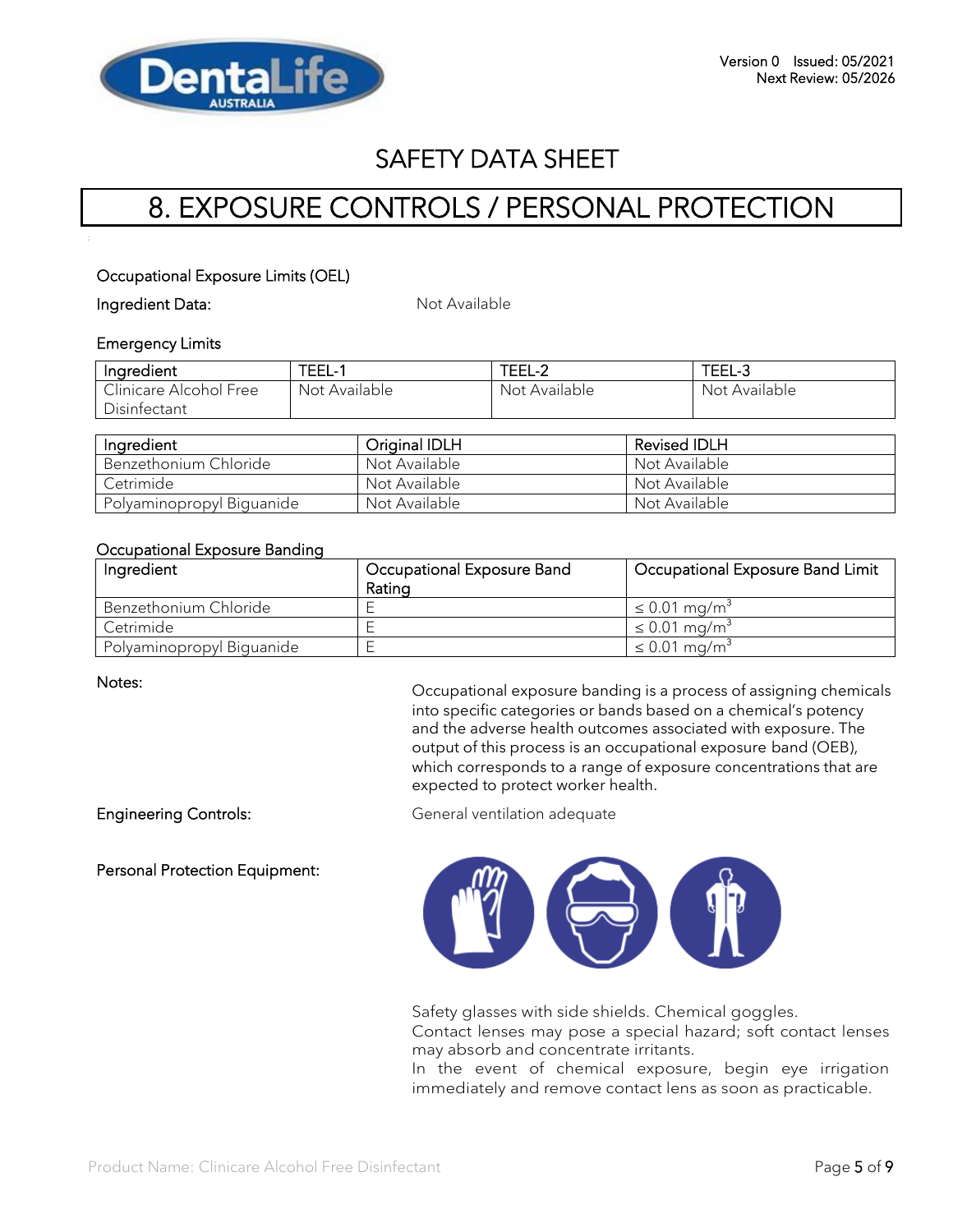Version 0 Issued: 05/2021
Next Review: 05/2026

# SAFETY DATA SHEET

## 8. EXPOSURE CONTROLS / PERSONAL PROTECTION

### Occupational Exposure Limits (OEL)

Ingredient Data: Not Available

### Emergency Limits

| Ingredient | TEEL-1 | TEEL-2 | TEEL-3 |
|---|---|---|---|
| Clinicare Alcohol Free Disinfectant | Not Available | Not Available | Not Available |

| Ingredient | Original IDLH | Revised IDLH |
|---|---|---|
| Benzethonium Chloride | Not Available | Not Available |
| Cetrimide | Not Available | Not Available |
| Polyaminopropyl Biguanide | Not Available | Not Available |

### Occupational Exposure Banding

| Ingredient | Occupational Exposure Band Rating | Occupational Exposure Band Limit |
|---|---|---|
| Benzethonium Chloride | E | ≤ 0.01 mg/m$^3$ |
| Cetrimide | E | ≤ 0.01 mg/m$^3$ |
| Polyaminopropyl Biguanide | E | ≤ 0.01 mg/m$^3$ |

Notes: Occupational exposure banding is a process of assigning chemicals into specific categories or bands based on a chemical's potency and the adverse health outcomes associated with exposure. The output of this process is an occupational exposure band (OEB), which corresponds to a range of exposure concentrations that are expected to protect worker health.

Engineering Controls: General ventilation adequate

Personal Protection Equipment:

Safety glasses with side shields. Chemical goggles.
Contact lenses may pose a special hazard; soft contact lenses may absorb and concentrate irritants.
In the event of chemical exposure, begin eye irrigation immediately and remove contact lens as soon as practicable.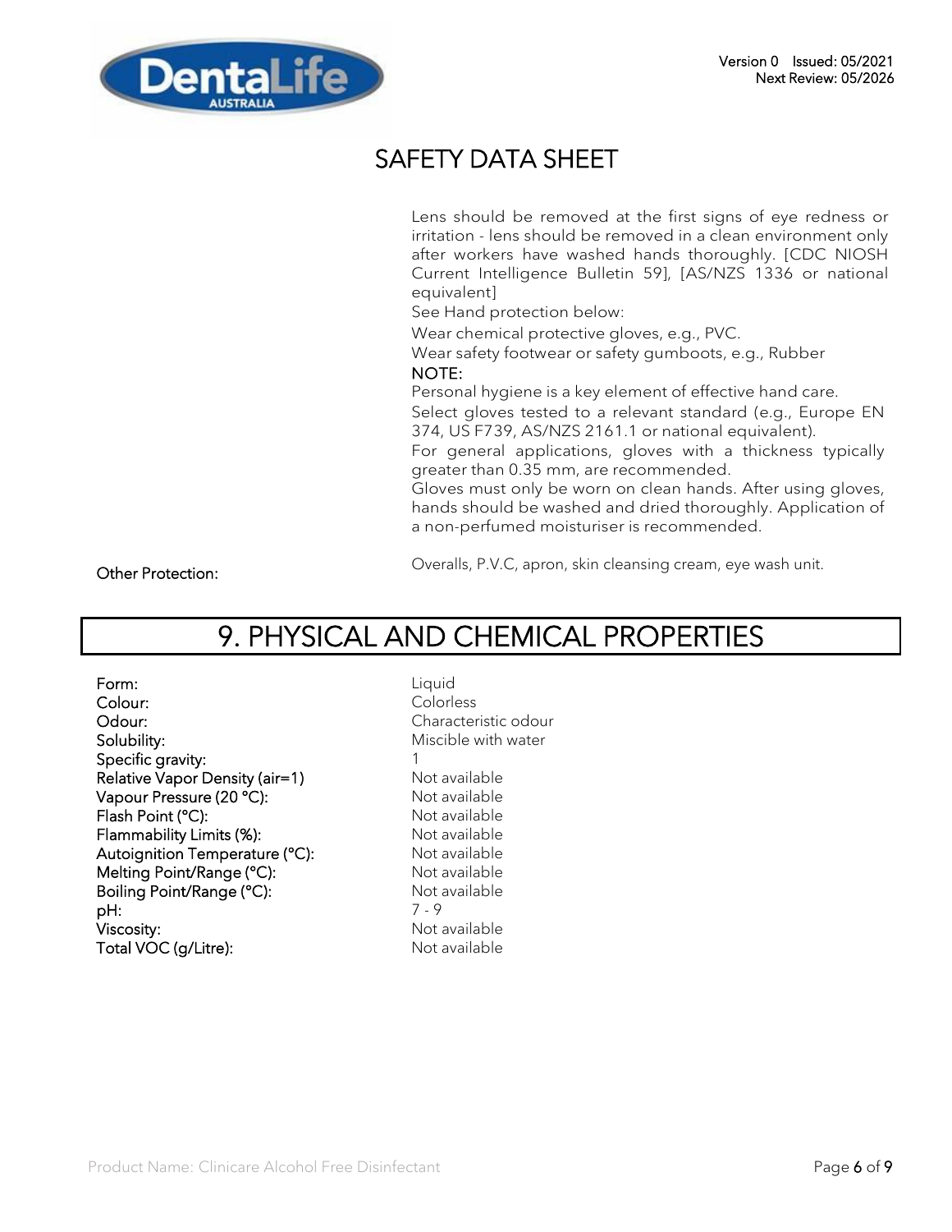Lens should be removed at the first signs of eye redness or irritation - lens should be removed in a clean environment only after workers have washed hands thoroughly. [CDC NIOSH Current Intelligence Bulletin 59], [AS/NZS 1336 or national equivalent]

See Hand protection below:

Wear chemical protective gloves, e.g., PVC.

Wear safety footwear or safety gumboots, e.g., Rubber

NOTE:

Personal hygiene is a key element of effective hand care.

Select gloves tested to a relevant standard (e.g., Europe EN 374, US F739, AS/NZS 2161.1 or national equivalent).

For general applications, gloves with a thickness typically greater than 0.35 mm, are recommended.

Gloves must only be worn on clean hands. After using gloves, hands should be washed and dried thoroughly. Application of a non-perfumed moisturiser is recommended.

**Other Protection:** Overalls, P.V.C, apron, skin cleansing cream, eye wash unit.

# 9. PHYSICAL AND CHEMICAL PROPERTIES

| Property | Value |
|---|---|
| Form: | Liquid |
| Colour: | Colorless |
| Odour: | Characteristic odour |
| Solubility: | Miscible with water |
| Specific gravity: | 1 |
| Relative Vapor Density (air=1) | Not available |
| Vapour Pressure (20 °C): | Not available |
| Flash Point (°C): | Not available |
| Flammability Limits (%): | Not available |
| Autoignition Temperature (°C): | Not available |
| Melting Point/Range (°C): | Not available |
| Boiling Point/Range (°C): | Not available |
| pH: | 7 - 9 |
| Viscosity: | Not available |
| Total VOC (g/Litre): | Not available |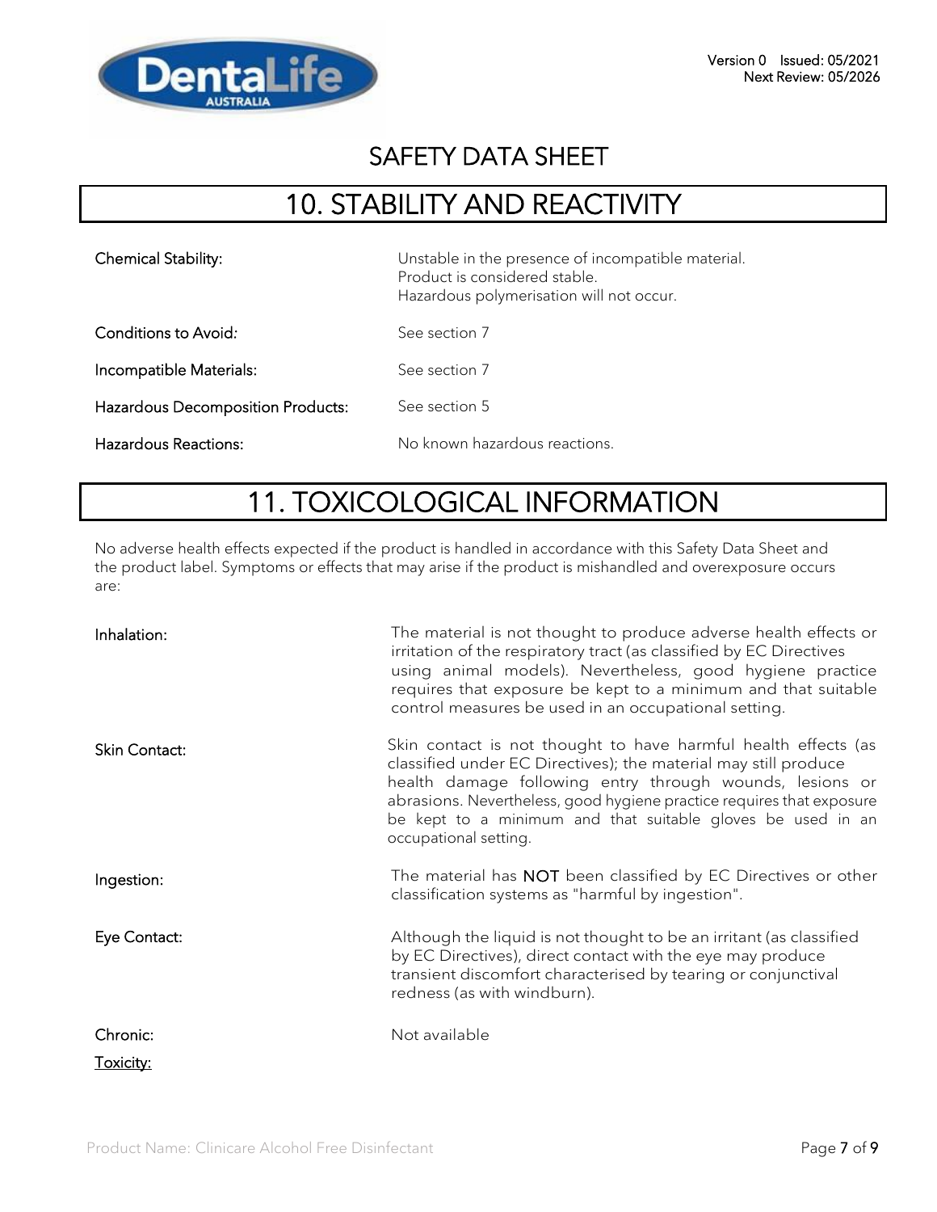# SAFETY DATA SHEET

## 10. STABILITY AND REACTIVITY

| | |
|---|---|
| Chemical Stability: | Unstable in the presence of incompatible material. Product is considered stable. Hazardous polymerisation will not occur. |
| Conditions to Avoid: | See section 7 |
| Incompatible Materials: | See section 7 |
| Hazardous Decomposition Products: | See section 5 |
| Hazardous Reactions: | No known hazardous reactions. |

## 11. TOXICOLOGICAL INFORMATION

No adverse health effects expected if the product is handled in accordance with this Safety Data Sheet and the product label. Symptoms or effects that may arise if the product is mishandled and overexposure occurs are:

| | |
|---|---|
| Inhalation: | The material is not thought to produce adverse health effects or irritation of the respiratory tract (as classified by EC Directives using animal models). Nevertheless, good hygiene practice requires that exposure be kept to a minimum and that suitable control measures be used in an occupational setting. |
| Skin Contact: | Skin contact is not thought to have harmful health effects (as classified under EC Directives); the material may still produce health damage following entry through wounds, lesions or abrasions. Nevertheless, good hygiene practice requires that exposure be kept to a minimum and that suitable gloves be used in an occupational setting. |
| Ingestion: | The material has **NOT** been classified by EC Directives or other classification systems as "harmful by ingestion". |
| Eye Contact: | Although the liquid is not thought to be an irritant (as classified by EC Directives), direct contact with the eye may produce transient discomfort characterised by tearing or conjunctival redness (as with windburn). |
| Chronic: | Not available |

Toxicity: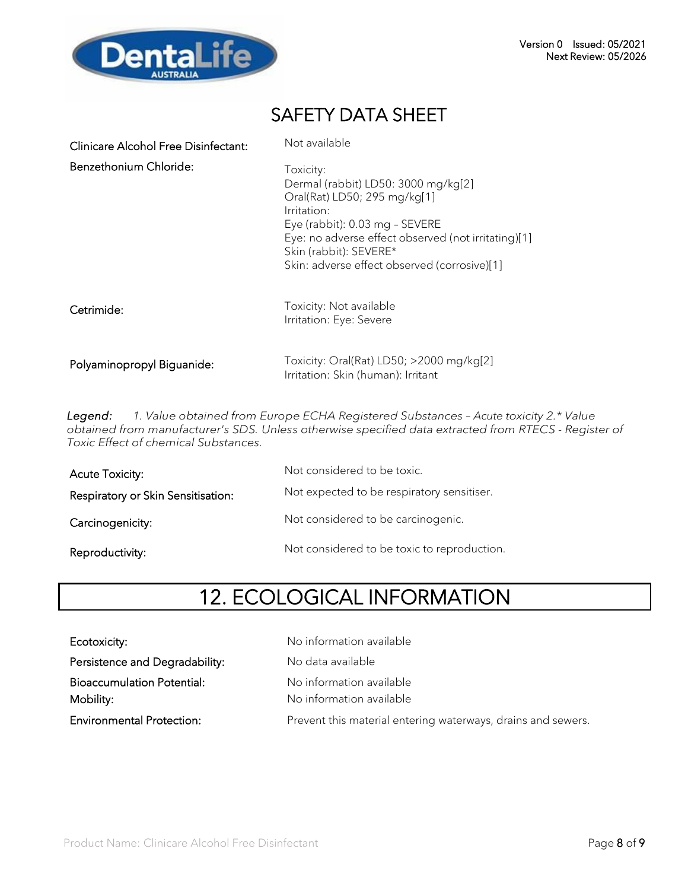# SAFETY DATA SHEET

| | |
|---|---|
| **Clinicare Alcohol Free Disinfectant:** | Not available |
| **Benzethonium Chloride:** | Toxicity:<br>Dermal (rabbit) LD50: 3000 mg/kg[2]<br>Oral(Rat) LD50; 295 mg/kg[1]<br>Irritation:<br>Eye (rabbit): 0.03 mg – SEVERE<br>Eye: no adverse effect observed (not irritating)[1]<br>Skin (rabbit): SEVERE*<br>Skin: adverse effect observed (corrosive)[1] |
| **Cetrimide:** | Toxicity: Not available<br>Irritation: Eye: Severe |
| **Polyaminopropyl Biguanide:** | Toxicity: Oral(Rat) LD50; >2000 mg/kg[2]<br>Irritation: Skin (human): Irritant |

*Legend: 1. Value obtained from Europe ECHA Registered Substances – Acute toxicity 2.* Value obtained from manufacturer's SDS. Unless otherwise specified data extracted from RTECS - Register of Toxic Effect of chemical Substances.*

| | |
|---|---|
| **Acute Toxicity:** | Not considered to be toxic. |
| **Respiratory or Skin Sensitisation:** | Not expected to be respiratory sensitiser. |
| **Carcinogenicity:** | Not considered to be carcinogenic. |
| **Reproductivity:** | Not considered to be toxic to reproduction. |

## 12. ECOLOGICAL INFORMATION

| | |
|---|---|
| **Ecotoxicity:** | No information available |
| **Persistence and Degradability:** | No data available |
| **Bioaccumulation Potential:** | No information available |
| **Mobility:** | No information available |
| **Environmental Protection:** | Prevent this material entering waterways, drains and sewers. |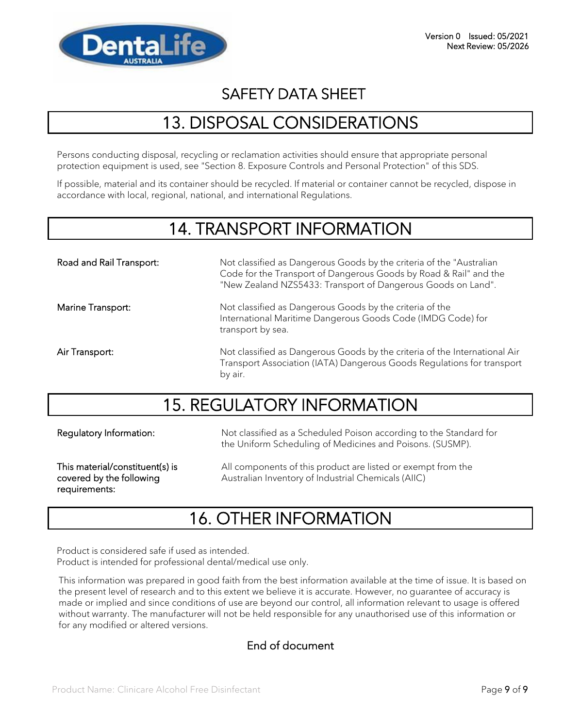# SAFETY DATA SHEET

## 13. DISPOSAL CONSIDERATIONS

Persons conducting disposal, recycling or reclamation activities should ensure that appropriate personal protection equipment is used, see "Section 8. Exposure Controls and Personal Protection" of this SDS.

If possible, material and its container should be recycled. If material or container cannot be recycled, dispose in accordance with local, regional, national, and international Regulations.

## 14. TRANSPORT INFORMATION

| | |
|---|---|
| **Road and Rail Transport:** | Not classified as Dangerous Goods by the criteria of the "Australian Code for the Transport of Dangerous Goods by Road & Rail" and the "New Zealand NZS5433: Transport of Dangerous Goods on Land". |
| **Marine Transport:** | Not classified as Dangerous Goods by the criteria of the International Maritime Dangerous Goods Code (IMDG Code) for transport by sea. |
| **Air Transport:** | Not classified as Dangerous Goods by the criteria of the International Air Transport Association (IATA) Dangerous Goods Regulations for transport by air. |

## 15. REGULATORY INFORMATION

| | |
|---|---|
| **Regulatory Information:** | Not classified as a Scheduled Poison according to the Standard for the Uniform Scheduling of Medicines and Poisons. (SUSMP). |
| **This material/constituent(s) is covered by the following requirements:** | All components of this product are listed or exempt from the Australian Inventory of Industrial Chemicals (AIIC) |

## 16. OTHER INFORMATION

Product is considered safe if used as intended.
Product is intended for professional dental/medical use only.

This information was prepared in good faith from the best information available at the time of issue. It is based on the present level of research and to this extent we believe it is accurate. However, no guarantee of accuracy is made or implied and since conditions of use are beyond our control, all information relevant to usage is offered without warranty. The manufacturer will not be held responsible for any unauthorised use of this information or for any modified or altered versions.

End of document